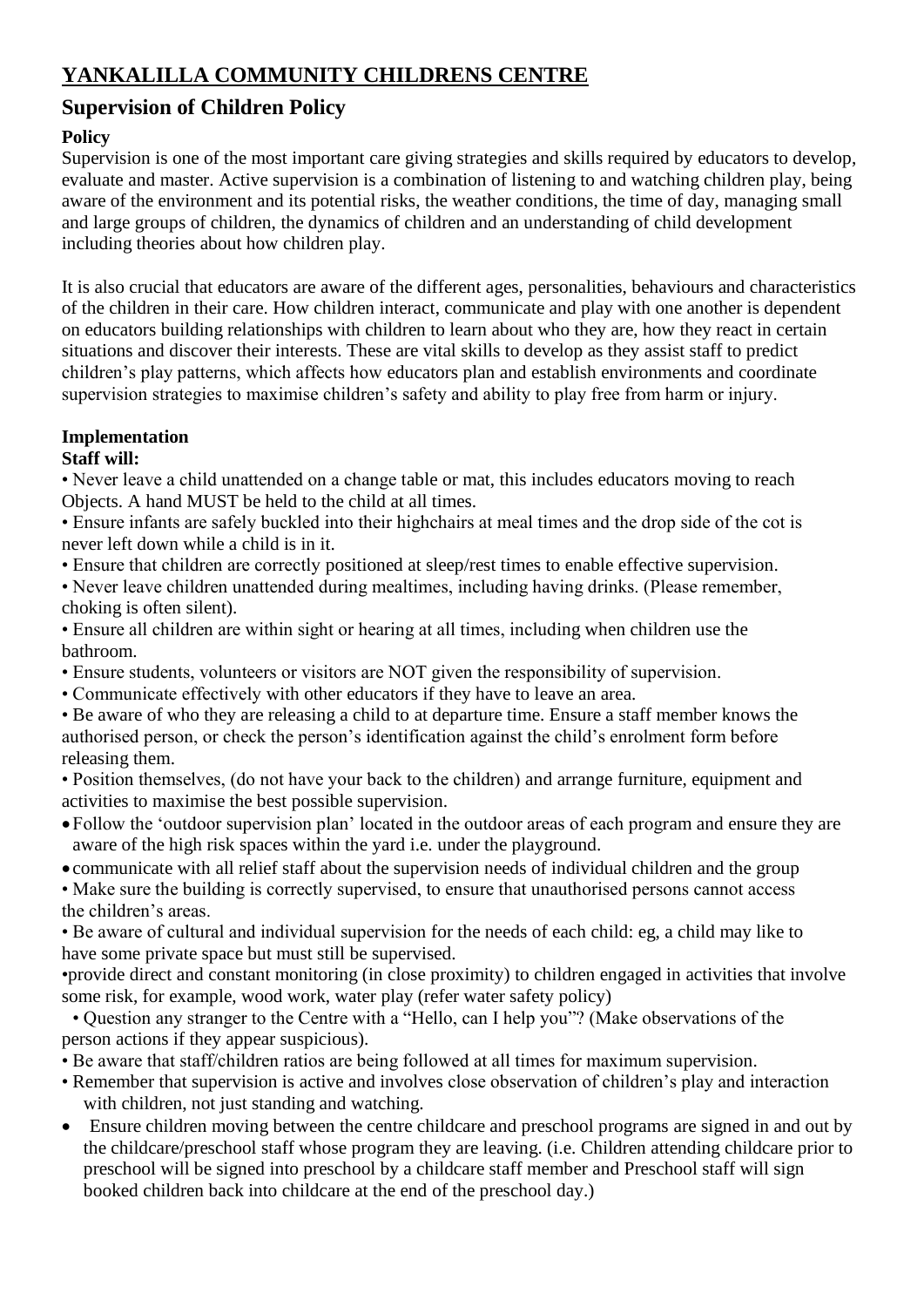# YANKALILLA COMMUNITY CHILDRENS CENTRE

## Supervision of Children Policy

**Policy**

Supervision is one of the most important care giving strategies and skills required by educators to develop, evaluate and master. Active supervision is a combination of listening to and watching children play, being aware of the environment and its potential risks, the weather conditions, the time of day, managing small and large groups of children, the dynamics of children and an understanding of child development including theories about how children play.

It is also crucial that educators are aware of the different ages, personalities, behaviours and characteristics of the children in their care. How children interact, communicate and play with one another is dependent on educators building relationships with children to learn about who they are, how they react in certain situations and discover their interests. These are vital skills to develop as they assist staff to predict children's play patterns, which affects how educators plan and establish environments and coordinate supervision strategies to maximise children's safety and ability to play free from harm or injury.

**Implementation**

**Staff will:**

- Never leave a child unattended on a change table or mat, this includes educators moving to reach Objects. A hand MUST be held to the child at all times.
- Ensure infants are safely buckled into their highchairs at meal times and the drop side of the cot is never left down while a child is in it.
- Ensure that children are correctly positioned at sleep/rest times to enable effective supervision.
- Never leave children unattended during mealtimes, including having drinks. (Please remember, choking is often silent).
- Ensure all children are within sight or hearing at all times, including when children use the bathroom.
- Ensure students, volunteers or visitors are NOT given the responsibility of supervision.
- Communicate effectively with other educators if they have to leave an area.
- Be aware of who they are releasing a child to at departure time. Ensure a staff member knows the authorised person, or check the person's identification against the child's enrolment form before releasing them.
- Position themselves, (do not have your back to the children) and arrange furniture, equipment and activities to maximise the best possible supervision.
- Follow the 'outdoor supervision plan' located in the outdoor areas of each program and ensure they are aware of the high risk spaces within the yard i.e. under the playground.
- communicate with all relief staff about the supervision needs of individual children and the group
- Make sure the building is correctly supervised, to ensure that unauthorised persons cannot access the children's areas.
- Be aware of cultural and individual supervision for the needs of each child: eg, a child may like to have some private space but must still be supervised.
- provide direct and constant monitoring (in close proximity) to children engaged in activities that involve some risk, for example, wood work, water play (refer water safety policy)
- Question any stranger to the Centre with a "Hello, can I help you"? (Make observations of the person actions if they appear suspicious).
- Be aware that staff/children ratios are being followed at all times for maximum supervision.
- Remember that supervision is active and involves close observation of children's play and interaction with children, not just standing and watching.
- Ensure children moving between the centre childcare and preschool programs are signed in and out by the childcare/preschool staff whose program they are leaving. (i.e. Children attending childcare prior to preschool will be signed into preschool by a childcare staff member and Preschool staff will sign booked children back into childcare at the end of the preschool day.)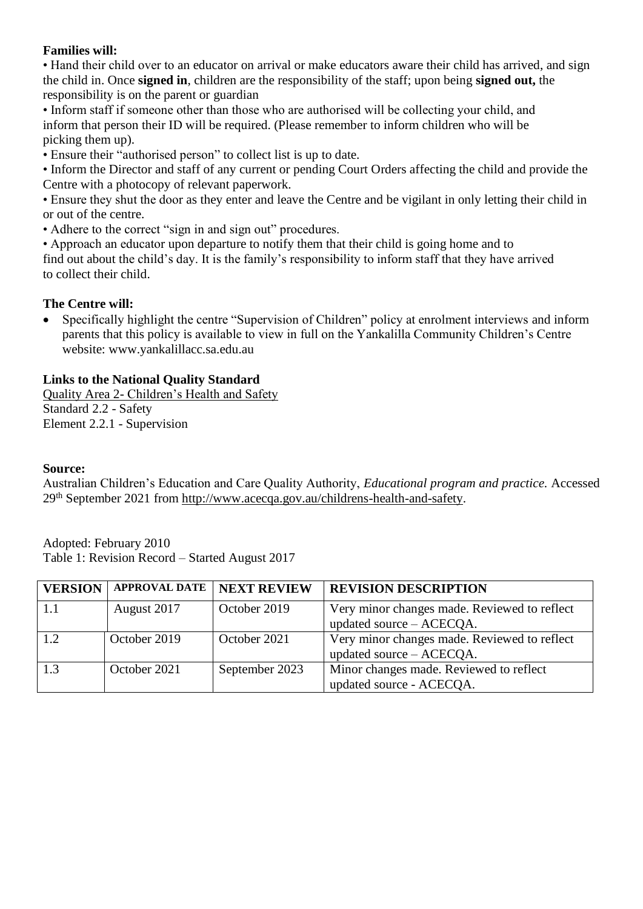**Families will:**

• Hand their child over to an educator on arrival or make educators aware their child has arrived, and sign the child in. Once **signed in**, children are the responsibility of the staff; upon being **signed out,** the responsibility is on the parent or guardian

• Inform staff if someone other than those who are authorised will be collecting your child, and inform that person their ID will be required. (Please remember to inform children who will be picking them up).

• Ensure their "authorised person" to collect list is up to date.

• Inform the Director and staff of any current or pending Court Orders affecting the child and provide the Centre with a photocopy of relevant paperwork.

• Ensure they shut the door as they enter and leave the Centre and be vigilant in only letting their child in or out of the centre.

• Adhere to the correct "sign in and sign out" procedures.

• Approach an educator upon departure to notify them that their child is going home and to find out about the child's day. It is the family's responsibility to inform staff that they have arrived to collect their child.

**The Centre will:**

- Specifically highlight the centre "Supervision of Children" policy at enrolment interviews and inform parents that this policy is available to view in full on the Yankalilla Community Children's Centre website: www.yankalillacc.sa.edu.au

**Links to the National Quality Standard**

Quality Area 2- Children's Health and Safety
Standard 2.2 - Safety
Element 2.2.1 - Supervision

**Source:**

Australian Children's Education and Care Quality Authority, *Educational program and practice.* Accessed 29th September 2021 from http://www.acecqa.gov.au/childrens-health-and-safety.

Adopted: February 2010
Table 1: Revision Record – Started August 2017

| VERSION | APPROVAL DATE | NEXT REVIEW | REVISION DESCRIPTION |
|---|---|---|---|
| 1.1 | August 2017 | October 2019 | Very minor changes made. Reviewed to reflect updated source – ACECQA. |
| 1.2 | October 2019 | October 2021 | Very minor changes made. Reviewed to reflect updated source – ACECQA. |
| 1.3 | October 2021 | September 2023 | Minor changes made. Reviewed to reflect updated source - ACECQA. |